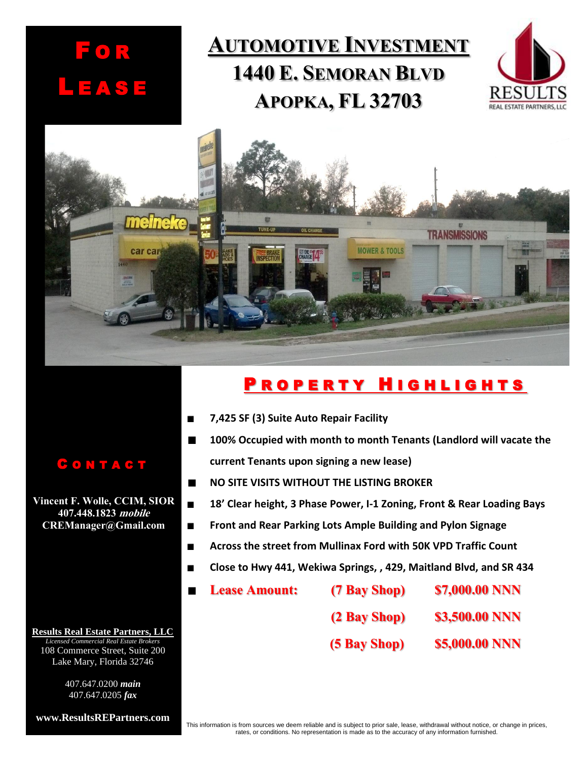# For Lease

# Automotive Investment

## 1440 E. Semoran Blvd
## Apopka, FL 32703

RESULTS
REAL ESTATE PARTNERS, LLC

## Property Highlights

- **7,425 SF (3) Suite Auto Repair Facility**
- **100% Occupied with month to month Tenants (Landlord will vacate the current Tenants upon signing a new lease)**
- **NO SITE VISITS WITHOUT THE LISTING BROKER**
- **18' Clear height, 3 Phase Power, I-1 Zoning, Front & Rear Loading Bays**
- **Front and Rear Parking Lots Ample Building and Pylon Signage**
- **Across the street from Mullinax Ford with 50K VPD Traffic Count**
- **Close to Hwy 441, Wekiwa Springs, , 429, Maitland Blvd, and SR 434**
- **Lease Amount:**

| | |
|---|---|
| **(7 Bay Shop)** | **$7,000.00 NNN** |
| **(2 Bay Shop)** | **$3,500.00 NNN** |
| **(5 Bay Shop)** | **$5,000.00 NNN** |

## Contact

**Vincent F. Wolle, CCIM, SIOR**
**407.448.1823** ***mobile***
**CREManager@Gmail.com**

**Results Real Estate Partners, LLC**
*Licensed Commercial Real Estate Brokers*
108 Commerce Street, Suite 200
Lake Mary, Florida 32746

407.647.0200 ***main***
407.647.0205 ***fax***

**www.ResultsREPartners.com**

This information is from sources we deem reliable and is subject to prior sale, lease, withdrawal without notice, or change in prices, rates, or conditions. No representation is made as to the accuracy of any information furnished.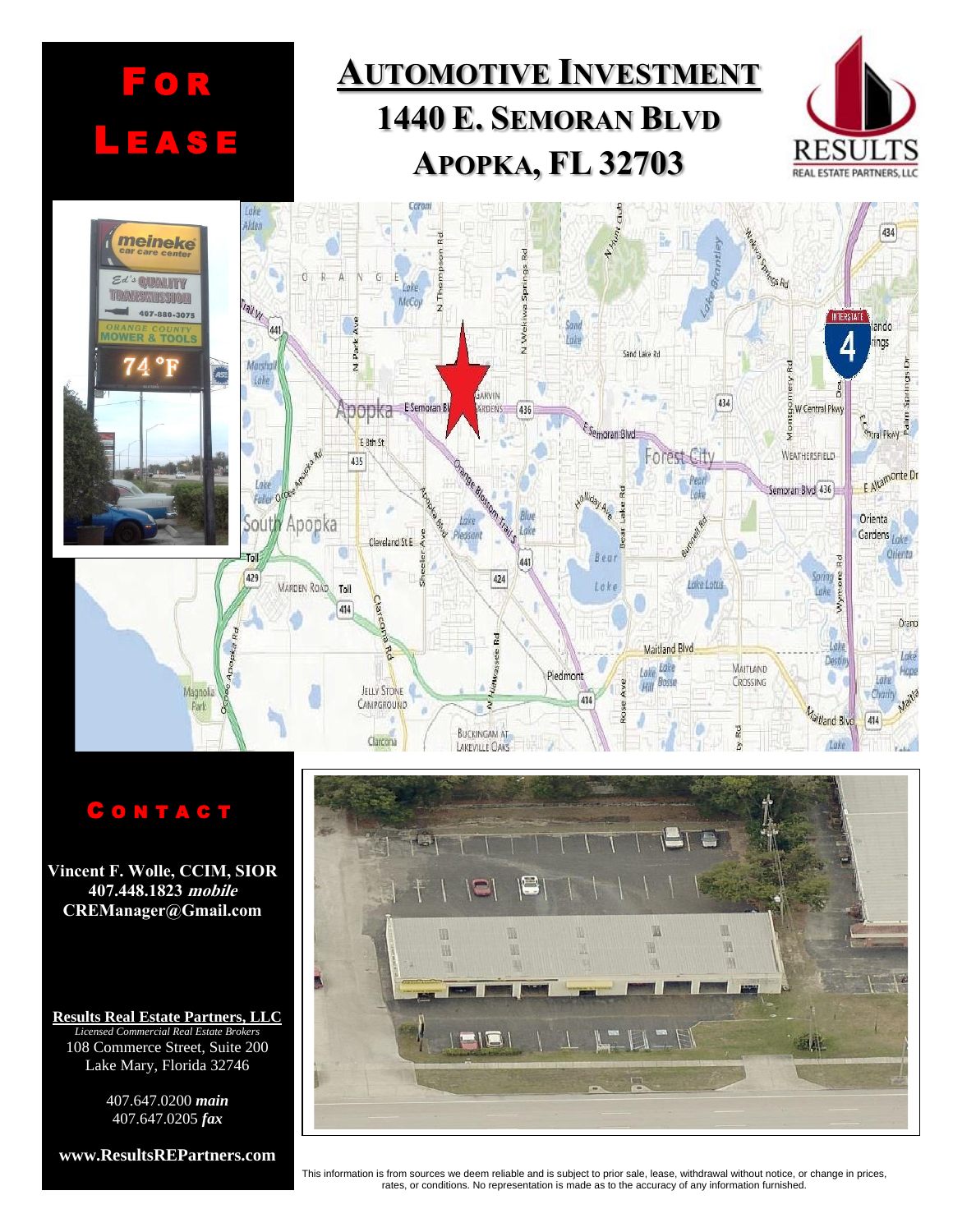# FOR LEASE

# AUTOMOTIVE INVESTMENT

## 1440 E. SEMORAN BLVD

## APOPKA, FL 32703

RESULTS
REAL ESTATE PARTNERS, LLC

## CONTACT

**Vincent F. Wolle, CCIM, SIOR**
**407.448.1823 *mobile***
**CREManager@Gmail.com**

**Results Real Estate Partners, LLC**
*Licensed Commercial Real Estate Brokers*
108 Commerce Street, Suite 200
Lake Mary, Florida 32746

407.647.0200 ***main***
407.647.0205 ***fax***

**www.ResultsREPartners.com**

This information is from sources we deem reliable and is subject to prior sale, lease, withdrawal without notice, or change in prices, rates, or conditions. No representation is made as to the accuracy of any information furnished.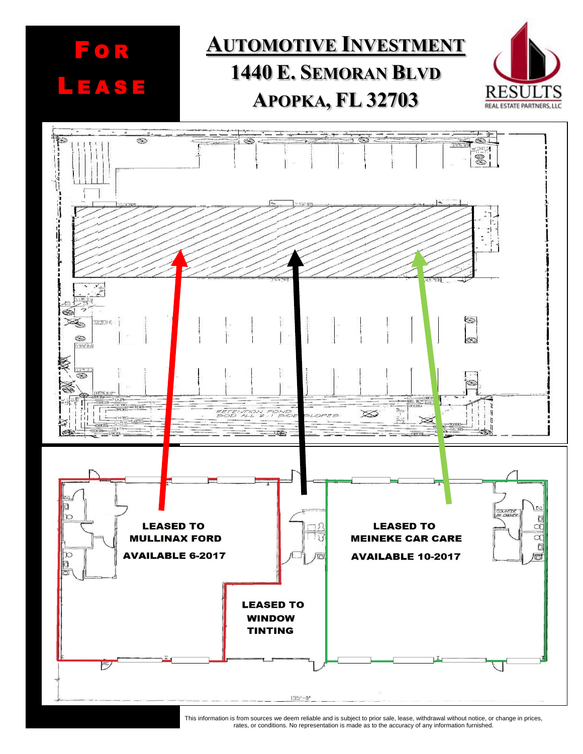# For Lease

# Automotive Investment

## 1440 E. Semoran Blvd

## Apopka, FL 32703

RESULTS
REAL ESTATE PARTNERS, LLC

RETENTION POND
SOD ALL 2:1 SIDE SLOPES

**LEASED TO MULLINAX FORD**

**AVAILABLE 6-2017**

**LEASED TO MEINEKE CAR CARE**

**AVAILABLE 10-2017**

**LEASED TO WINDOW TINTING**

COUNTER BY OWNER

135'-0"

This information is from sources we deem reliable and is subject to prior sale, lease, withdrawal without notice, or change in prices, rates, or conditions. No representation is made as to the accuracy of any information furnished.